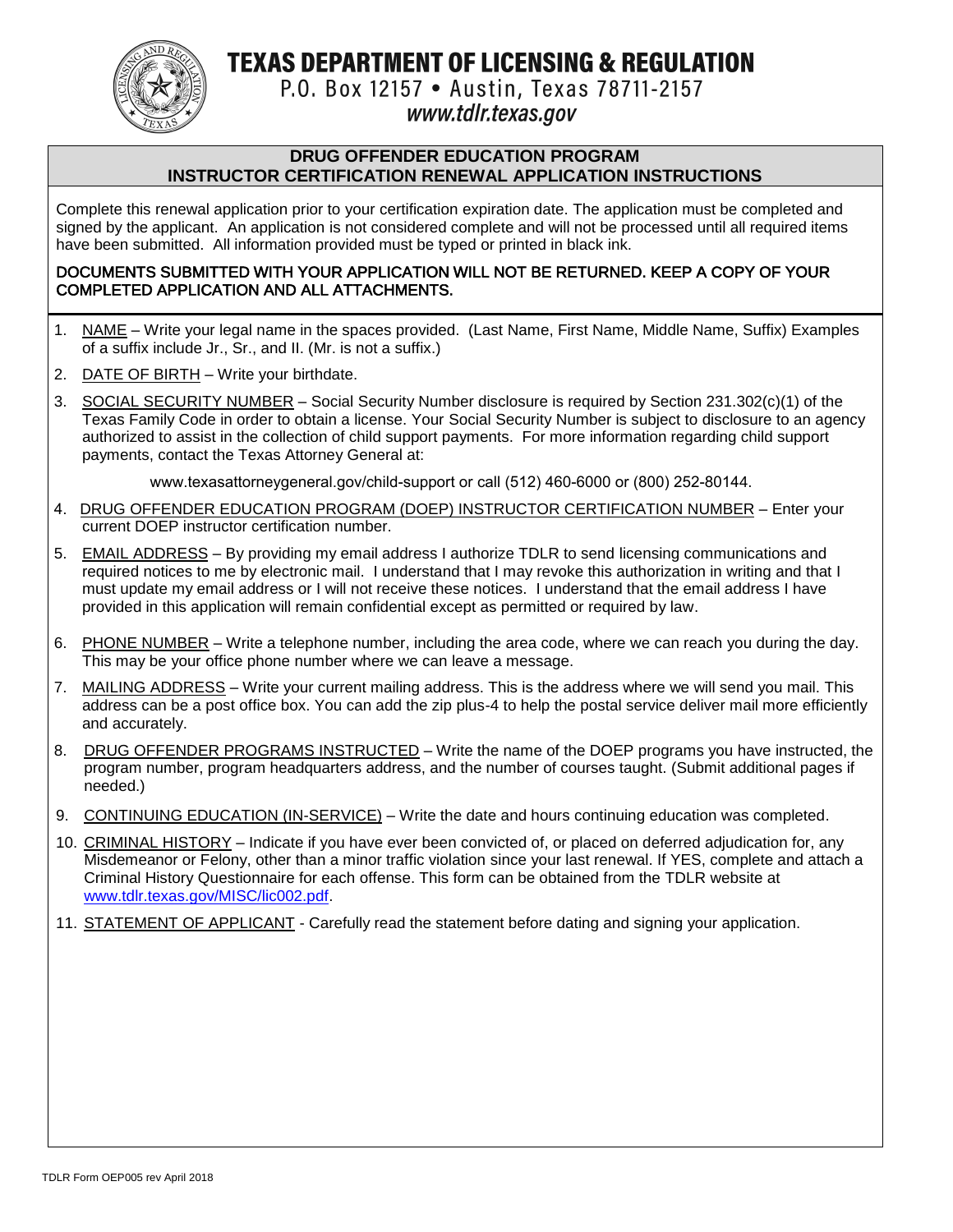# TEXAS DEPARTMENT OF LICENSING & REGULATION

P.O. Box 12157 • Austin, Texas 78711-2157

*www.tdlr.texas.gov*

## DRUG OFFENDER EDUCATION PROGRAM
## INSTRUCTOR CERTIFICATION RENEWAL APPLICATION INSTRUCTIONS

Complete this renewal application prior to your certification expiration date. The application must be completed and signed by the applicant. An application is not considered complete and will not be processed until all required items have been submitted. All information provided must be typed or printed in black ink.

DOCUMENTS SUBMITTED WITH YOUR APPLICATION WILL NOT BE RETURNED. KEEP A COPY OF YOUR COMPLETED APPLICATION AND ALL ATTACHMENTS.

1. NAME – Write your legal name in the spaces provided. (Last Name, First Name, Middle Name, Suffix) Examples of a suffix include Jr., Sr., and II. (Mr. is not a suffix.)
2. DATE OF BIRTH – Write your birthdate.
3. SOCIAL SECURITY NUMBER – Social Security Number disclosure is required by Section 231.302(c)(1) of the Texas Family Code in order to obtain a license. Your Social Security Number is subject to disclosure to an agency authorized to assist in the collection of child support payments. For more information regarding child support payments, contact the Texas Attorney General at:

   www.texasattorneygeneral.gov/child-support or call (512) 460-6000 or (800) 252-80144.
4. DRUG OFFENDER EDUCATION PROGRAM (DOEP) INSTRUCTOR CERTIFICATION NUMBER – Enter your current DOEP instructor certification number.
5. EMAIL ADDRESS – By providing my email address I authorize TDLR to send licensing communications and required notices to me by electronic mail. I understand that I may revoke this authorization in writing and that I must update my email address or I will not receive these notices. I understand that the email address I have provided in this application will remain confidential except as permitted or required by law.
6. PHONE NUMBER – Write a telephone number, including the area code, where we can reach you during the day. This may be your office phone number where we can leave a message.
7. MAILING ADDRESS – Write your current mailing address. This is the address where we will send you mail. This address can be a post office box. You can add the zip plus-4 to help the postal service deliver mail more efficiently and accurately.
8. DRUG OFFENDER PROGRAMS INSTRUCTED – Write the name of the DOEP programs you have instructed, the program number, program headquarters address, and the number of courses taught. (Submit additional pages if needed.)
9. CONTINUING EDUCATION (IN-SERVICE) – Write the date and hours continuing education was completed.
10. CRIMINAL HISTORY – Indicate if you have ever been convicted of, or placed on deferred adjudication for, any Misdemeanor or Felony, other than a minor traffic violation since your last renewal. If YES, complete and attach a Criminal History Questionnaire for each offense. This form can be obtained from the TDLR website at www.tdlr.texas.gov/MISC/lic002.pdf.
11. STATEMENT OF APPLICANT - Carefully read the statement before dating and signing your application.

TDLR Form OEP005 rev April 2018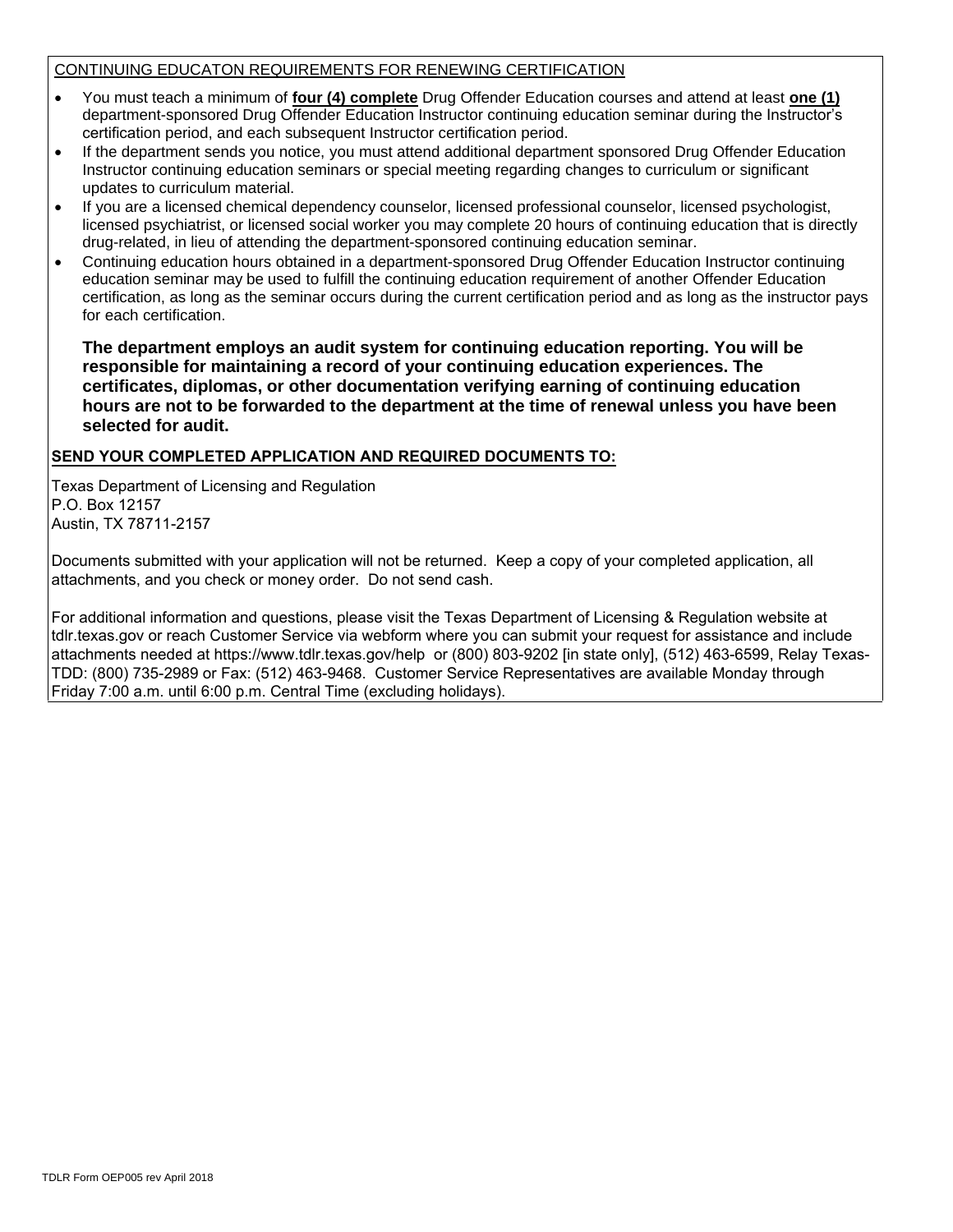## CONTINUING EDUCATON REQUIREMENTS FOR RENEWING CERTIFICATION

- You must teach a minimum of **four (4) complete** Drug Offender Education courses and attend at least **one (1)** department-sponsored Drug Offender Education Instructor continuing education seminar during the Instructor's certification period, and each subsequent Instructor certification period.
- If the department sends you notice, you must attend additional department sponsored Drug Offender Education Instructor continuing education seminars or special meeting regarding changes to curriculum or significant updates to curriculum material.
- If you are a licensed chemical dependency counselor, licensed professional counselor, licensed psychologist, licensed psychiatrist, or licensed social worker you may complete 20 hours of continuing education that is directly drug-related, in lieu of attending the department-sponsored continuing education seminar.
- Continuing education hours obtained in a department-sponsored Drug Offender Education Instructor continuing education seminar may be used to fulfill the continuing education requirement of another Offender Education certification, as long as the seminar occurs during the current certification period and as long as the instructor pays for each certification.

**The department employs an audit system for continuing education reporting. You will be responsible for maintaining a record of your continuing education experiences. The certificates, diplomas, or other documentation verifying earning of continuing education hours are not to be forwarded to the department at the time of renewal unless you have been selected for audit.**

## SEND YOUR COMPLETED APPLICATION AND REQUIRED DOCUMENTS TO:

Texas Department of Licensing and Regulation
P.O. Box 12157
Austin, TX 78711-2157

Documents submitted with your application will not be returned. Keep a copy of your completed application, all attachments, and you check or money order. Do not send cash.

For additional information and questions, please visit the Texas Department of Licensing & Regulation website at tdlr.texas.gov or reach Customer Service via webform where you can submit your request for assistance and include attachments needed at https://www.tdlr.texas.gov/help or (800) 803-9202 [in state only], (512) 463-6599, Relay Texas-TDD: (800) 735-2989 or Fax: (512) 463-9468. Customer Service Representatives are available Monday through Friday 7:00 a.m. until 6:00 p.m. Central Time (excluding holidays).

TDLR Form OEP005 rev April 2018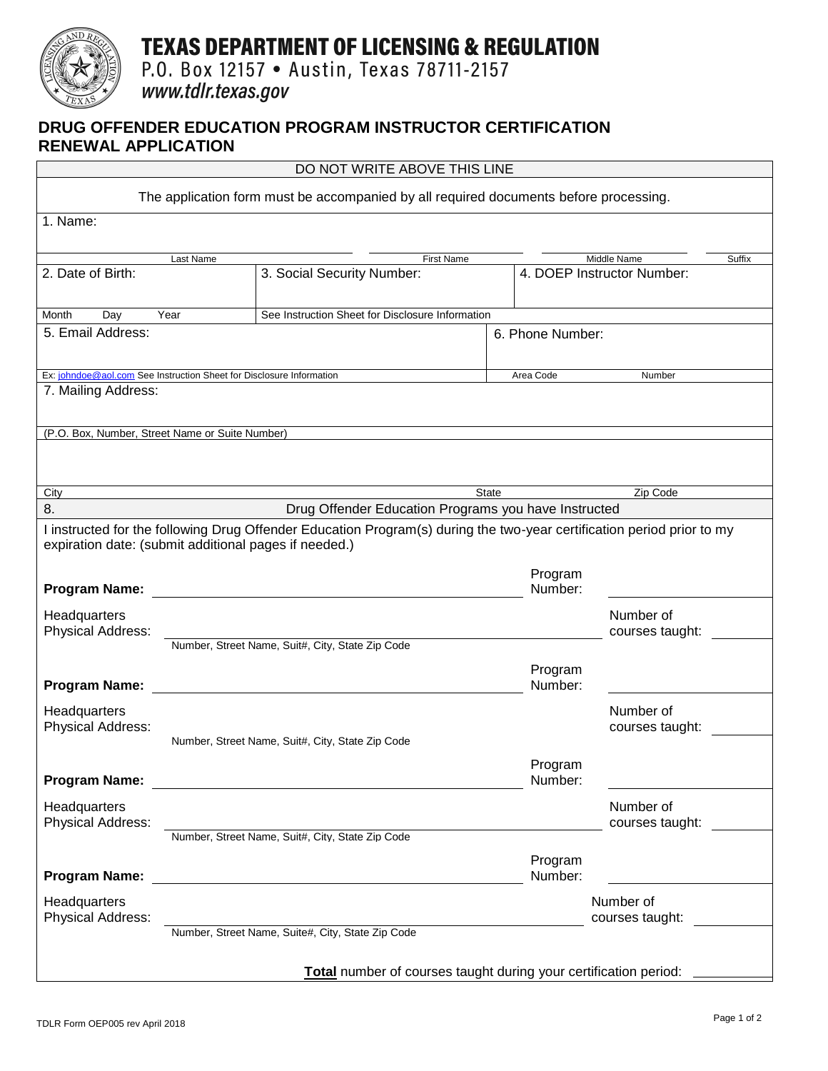# TEXAS DEPARTMENT OF LICENSING & REGULATION

P.O. Box 12157 • Austin, Texas 78711-2157

*www.tdlr.texas.gov*

## DRUG OFFENDER EDUCATION PROGRAM INSTRUCTOR CERTIFICATION RENEWAL APPLICATION

DO NOT WRITE ABOVE THIS LINE

The application form must be accompanied by all required documents before processing.

1. Name:

| Last Name | First Name | Middle Name | Suffix |
|---|---|---|---|
| | | | |

| 2. Date of Birth: | 3. Social Security Number: | 4. DOEP Instructor Number: |
|---|---|---|
| Month Day Year | See Instruction Sheet for Disclosure Information | |

| 5. Email Address: | 6. Phone Number: |
|---|---|
| Ex: johndoe@aol.com See Instruction Sheet for Disclosure Information | Area Code Number |

7. Mailing Address:

(P.O. Box, Number, Street Name or Suite Number)

| City | State | Zip Code |
|---|---|---|
| | | |

### 8. Drug Offender Education Programs you have Instructed

I instructed for the following Drug Offender Education Program(s) during the two-year certification period prior to my expiration date: (submit additional pages if needed.)

**Program Name:** ____________________ Program Number: ____________

Headquarters Physical Address: ____________________ Number of courses taught: ________

Number, Street Name, Suit#, City, State Zip Code

**Program Name:** ____________________ Program Number: ____________

Headquarters Physical Address: ____________________ Number of courses taught: ________

Number, Street Name, Suit#, City, State Zip Code

**Program Name:** ____________________ Program Number: ____________

Headquarters Physical Address: ____________________ Number of courses taught: ________

Number, Street Name, Suit#, City, State Zip Code

**Program Name:** ____________________ Program Number: ____________

Headquarters Physical Address: ____________________ Number of courses taught: ________

Number, Street Name, Suite#, City, State Zip Code

**Total** number of courses taught during your certification period: ________

TDLR Form OEP005 rev April 2018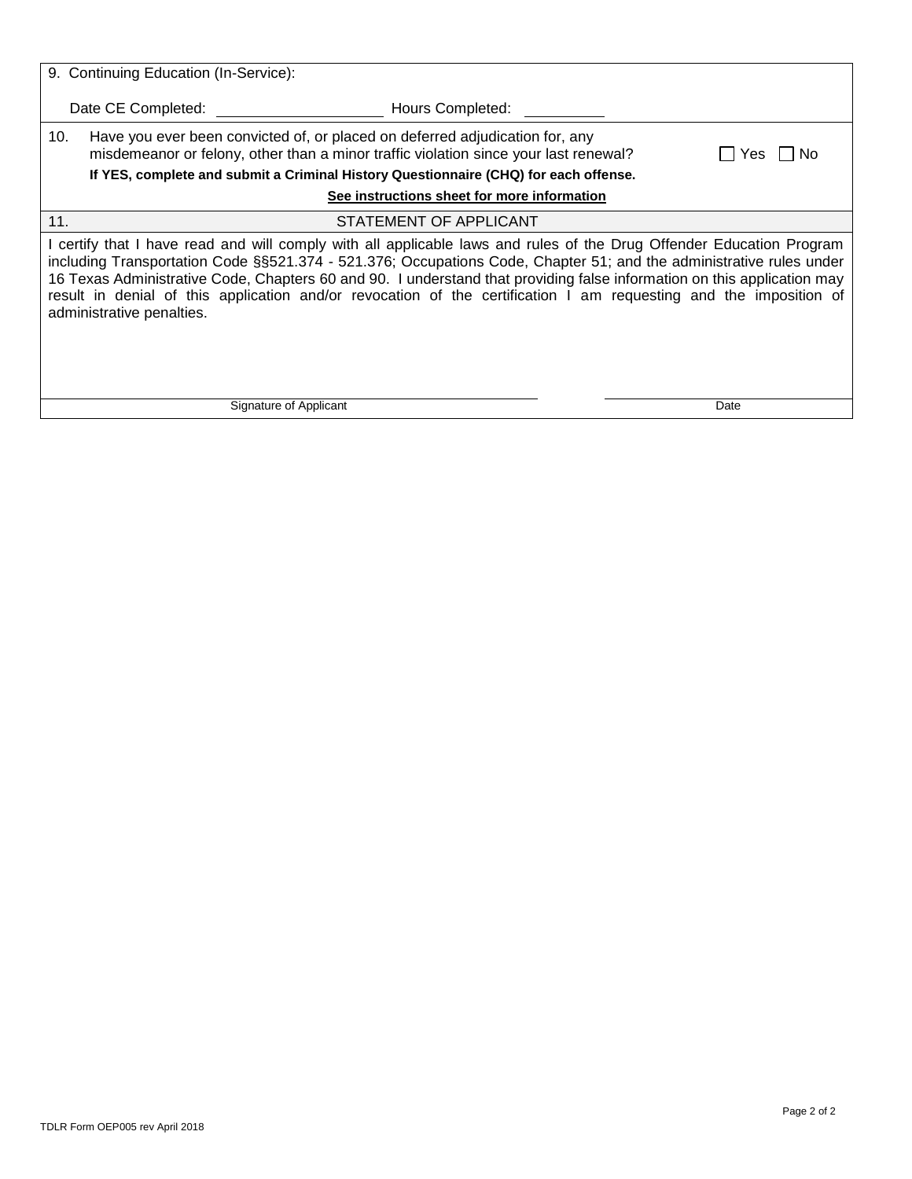9. Continuing Education (In-Service):

Date CE Completed: ____________________ Hours Completed: __________

10. Have you ever been convicted of, or placed on deferred adjudication for, any misdemeanor or felony, other than a minor traffic violation since your last renewal? ☐ Yes ☐ No

**If YES, complete and submit a Criminal History Questionnaire (CHQ) for each offense.**

**See instructions sheet for more information**

11. STATEMENT OF APPLICANT

I certify that I have read and will comply with all applicable laws and rules of the Drug Offender Education Program including Transportation Code §§521.374 - 521.376; Occupations Code, Chapter 51; and the administrative rules under 16 Texas Administrative Code, Chapters 60 and 90. I understand that providing false information on this application may result in denial of this application and/or revocation of the certification I am requesting and the imposition of administrative penalties.

_______________________________ _______________

Signature of Applicant Date

TDLR Form OEP005 rev April 2018